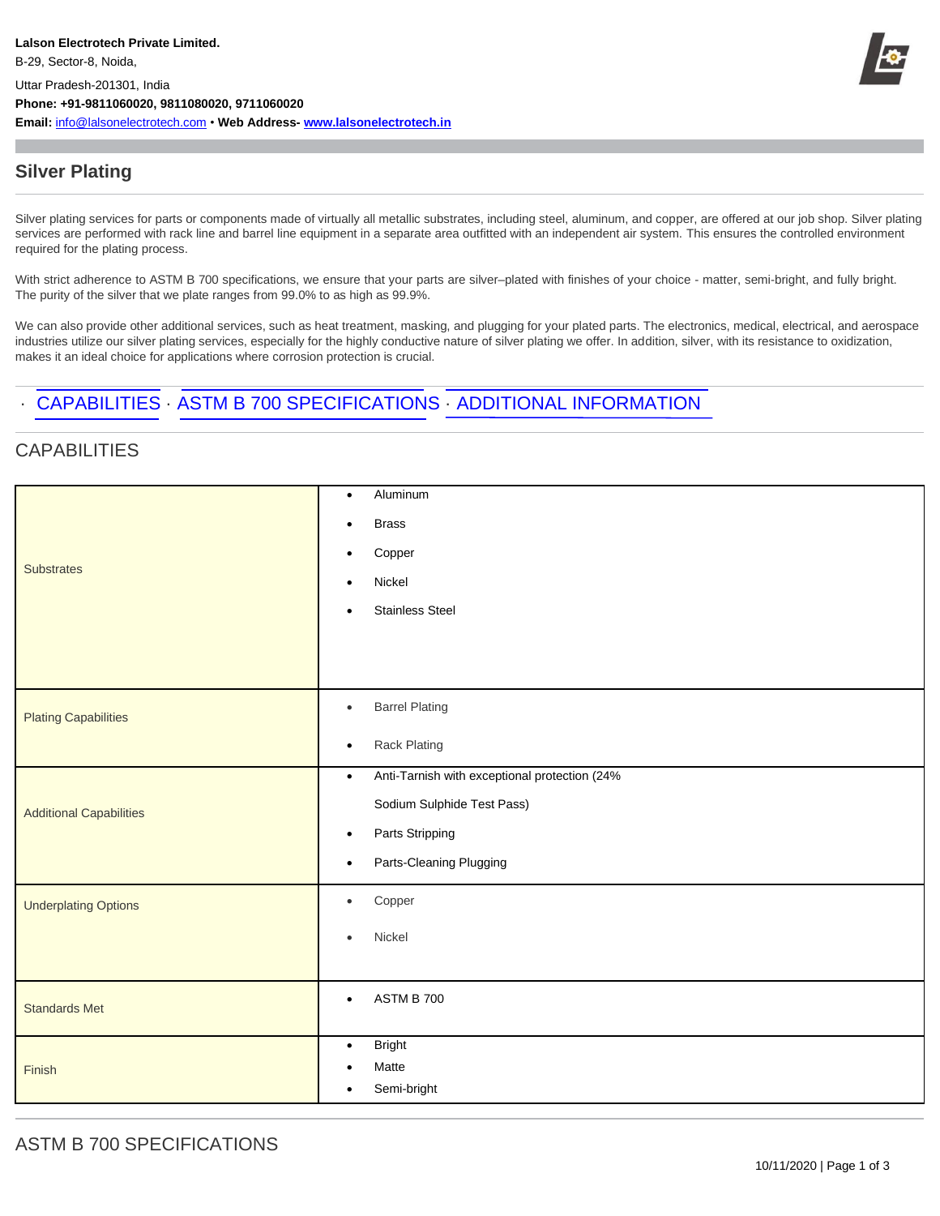**Lalson Electrotech Private Limited.**
B-29, Sector-8, Noida,
Uttar Pradesh-201301, India
**Phone: +91-9811060020, 9811080020, 9711060020**
**Email:** info@lalsonelectrotech.com • **Web Address- www.lalsonelectrotech.in**

## Silver Plating

Silver plating services for parts or components made of virtually all metallic substrates, including steel, aluminum, and copper, are offered at our job shop. Silver plating services are performed with rack line and barrel line equipment in a separate area outfitted with an independent air system. This ensures the controlled environment required for the plating process.

With strict adherence to ASTM B 700 specifications, we ensure that your parts are silver–plated with finishes of your choice - matter, semi-bright, and fully bright. The purity of the silver that we plate ranges from 99.0% to as high as 99.9%.

We can also provide other additional services, such as heat treatment, masking, and plugging for your plated parts. The electronics, medical, electrical, and aerospace industries utilize our silver plating services, especially for the highly conductive nature of silver plating we offer. In addition, silver, with its resistance to oxidization, makes it an ideal choice for applications where corrosion protection is crucial.

· CAPABILITIES · ASTM B 700 SPECIFICATIONS · ADDITIONAL INFORMATION

## CAPABILITIES

| | |
|---|---|
| Substrates | • Aluminum<br>• Brass<br>• Copper<br>• Nickel<br>• Stainless Steel |
| Plating Capabilities | • Barrel Plating<br>• Rack Plating |
| Additional Capabilities | • Anti-Tarnish with exceptional protection (24% Sodium Sulphide Test Pass)<br>• Parts Stripping<br>• Parts-Cleaning Plugging |
| Underplating Options | • Copper<br>• Nickel |
| Standards Met | • ASTM B 700 |
| Finish | • Bright<br>• Matte<br>• Semi-bright |

## ASTM B 700 SPECIFICATIONS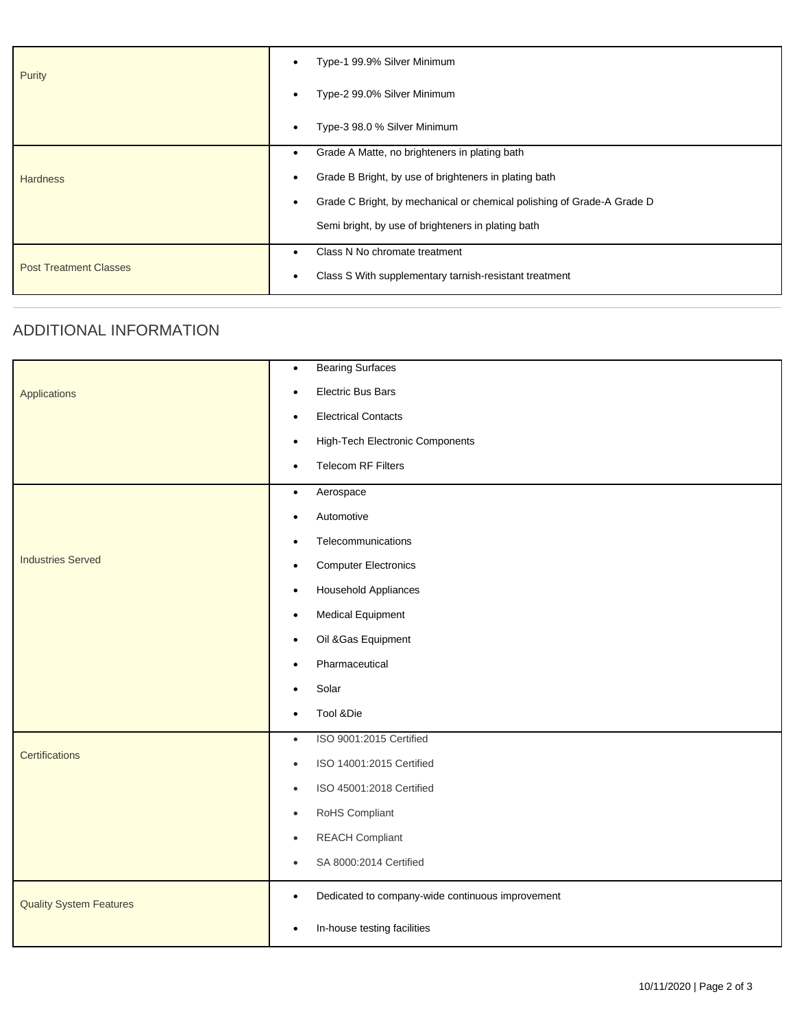| | |
|---|---|
| Purity | • Type-1 99.9% Silver Minimum<br>• Type-2 99.0% Silver Minimum<br>• Type-3 98.0 % Silver Minimum |
| Hardness | • Grade A Matte, no brighteners in plating bath<br>• Grade B Bright, by use of brighteners in plating bath<br>• Grade C Bright, by mechanical or chemical polishing of Grade-A Grade D<br>Semi bright, by use of brighteners in plating bath |
| Post Treatment Classes | • Class N No chromate treatment<br>• Class S With supplementary tarnish-resistant treatment |

## ADDITIONAL INFORMATION

| | |
|---|---|
| Applications | • Bearing Surfaces<br>• Electric Bus Bars<br>• Electrical Contacts<br>• High-Tech Electronic Components<br>• Telecom RF Filters |
| Industries Served | • Aerospace<br>• Automotive<br>• Telecommunications<br>• Computer Electronics<br>• Household Appliances<br>• Medical Equipment<br>• Oil &Gas Equipment<br>• Pharmaceutical<br>• Solar<br>• Tool &Die |
| Certifications | • ISO 9001:2015 Certified<br>• ISO 14001:2015 Certified<br>• ISO 45001:2018 Certified<br>• RoHS Compliant<br>• REACH Compliant<br>• SA 8000:2014 Certified |
| Quality System Features | • Dedicated to company-wide continuous improvement<br>• In-house testing facilities |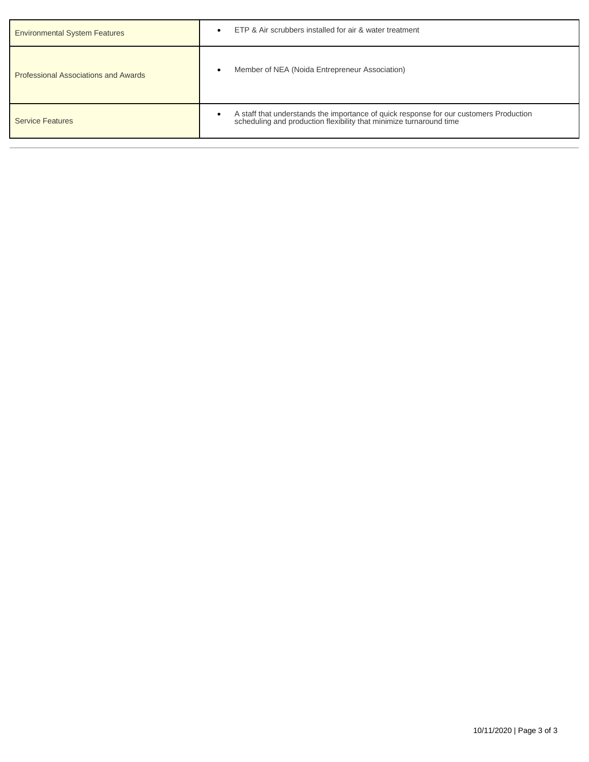| | |
|---|---|
| Environmental System Features | • ETP & Air scrubbers installed for air & water treatment |
| Professional Associations and Awards | • Member of NEA (Noida Entrepreneur Association) |
| Service Features | • A staff that understands the importance of quick response for our customers Production scheduling and production flexibility that minimize turnaround time |

10/11/2020